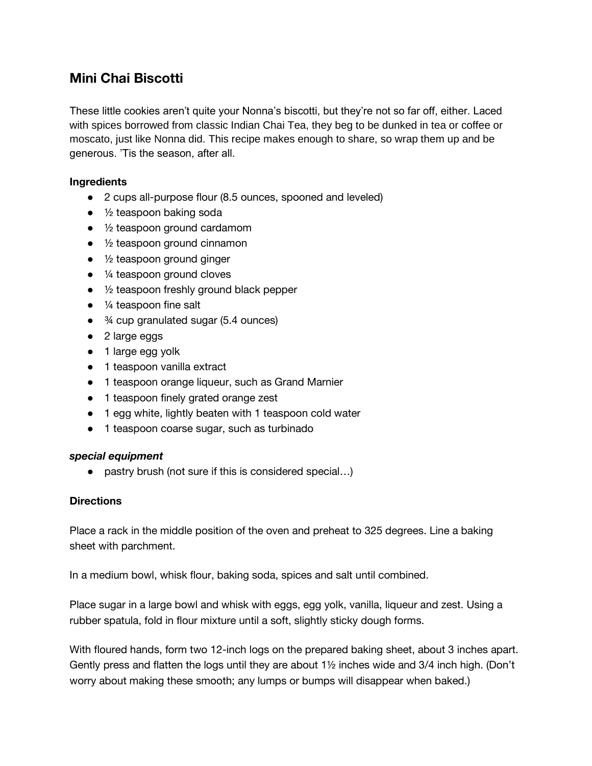## Mini Chai Biscotti

These little cookies aren't quite your Nonna's biscotti, but they're not so far off, either. Laced with spices borrowed from classic Indian Chai Tea, they beg to be dunked in tea or coffee or moscato, just like Nonna did. This recipe makes enough to share, so wrap them up and be generous. 'Tis the season, after all.

**Ingredients**

- 2 cups all-purpose flour (8.5 ounces, spooned and leveled)
- ½ teaspoon baking soda
- ½ teaspoon ground cardamom
- ½ teaspoon ground cinnamon
- ½ teaspoon ground ginger
- ¼ teaspoon ground cloves
- ½ teaspoon freshly ground black pepper
- ¼ teaspoon fine salt
- ¾ cup granulated sugar (5.4 ounces)
- 2 large eggs
- 1 large egg yolk
- 1 teaspoon vanilla extract
- 1 teaspoon orange liqueur, such as Grand Marnier
- 1 teaspoon finely grated orange zest
- 1 egg white, lightly beaten with 1 teaspoon cold water
- 1 teaspoon coarse sugar, such as turbinado

***special equipment***

- pastry brush (not sure if this is considered special…)

**Directions**

Place a rack in the middle position of the oven and preheat to 325 degrees. Line a baking sheet with parchment.

In a medium bowl, whisk flour, baking soda, spices and salt until combined.

Place sugar in a large bowl and whisk with eggs, egg yolk, vanilla, liqueur and zest. Using a rubber spatula, fold in flour mixture until a soft, slightly sticky dough forms.

With floured hands, form two 12-inch logs on the prepared baking sheet, about 3 inches apart. Gently press and flatten the logs until they are about 1½ inches wide and 3/4 inch high. (Don't worry about making these smooth; any lumps or bumps will disappear when baked.)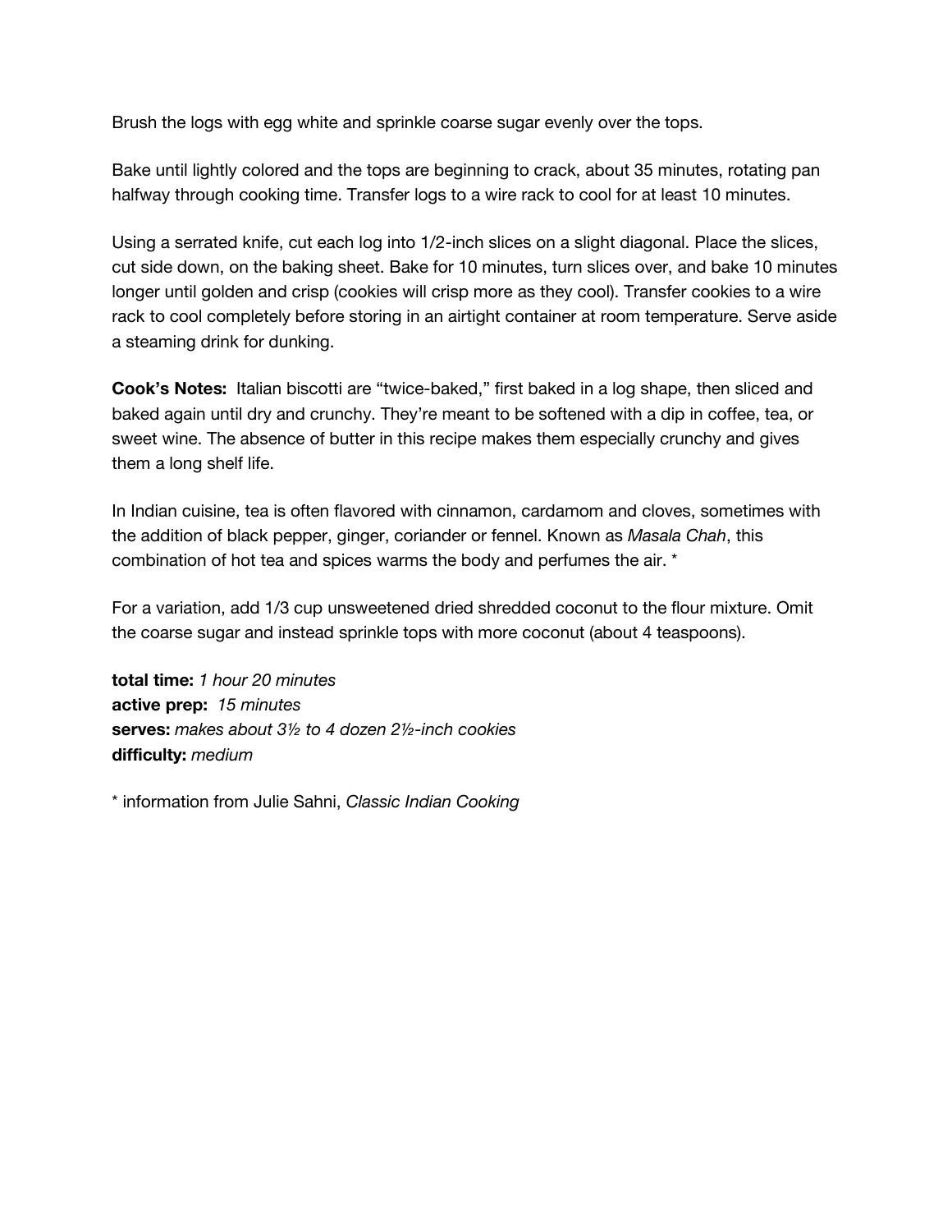Brush the logs with egg white and sprinkle coarse sugar evenly over the tops.

Bake until lightly colored and the tops are beginning to crack, about 35 minutes, rotating pan halfway through cooking time. Transfer logs to a wire rack to cool for at least 10 minutes.

Using a serrated knife, cut each log into 1/2-inch slices on a slight diagonal. Place the slices, cut side down, on the baking sheet. Bake for 10 minutes, turn slices over, and bake 10 minutes longer until golden and crisp (cookies will crisp more as they cool). Transfer cookies to a wire rack to cool completely before storing in an airtight container at room temperature. Serve aside a steaming drink for dunking.

**Cook's Notes:** Italian biscotti are "twice-baked," first baked in a log shape, then sliced and baked again until dry and crunchy. They're meant to be softened with a dip in coffee, tea, or sweet wine. The absence of butter in this recipe makes them especially crunchy and gives them a long shelf life.

In Indian cuisine, tea is often flavored with cinnamon, cardamom and cloves, sometimes with the addition of black pepper, ginger, coriander or fennel. Known as *Masala Chah*, this combination of hot tea and spices warms the body and perfumes the air. *

For a variation, add 1/3 cup unsweetened dried shredded coconut to the flour mixture. Omit the coarse sugar and instead sprinkle tops with more coconut (about 4 teaspoons).

**total time:** *1 hour 20 minutes*
**active prep:** *15 minutes*
**serves:** *makes about 3½ to 4 dozen 2½-inch cookies*
**difficulty:** *medium*

* information from Julie Sahni, *Classic Indian Cooking*